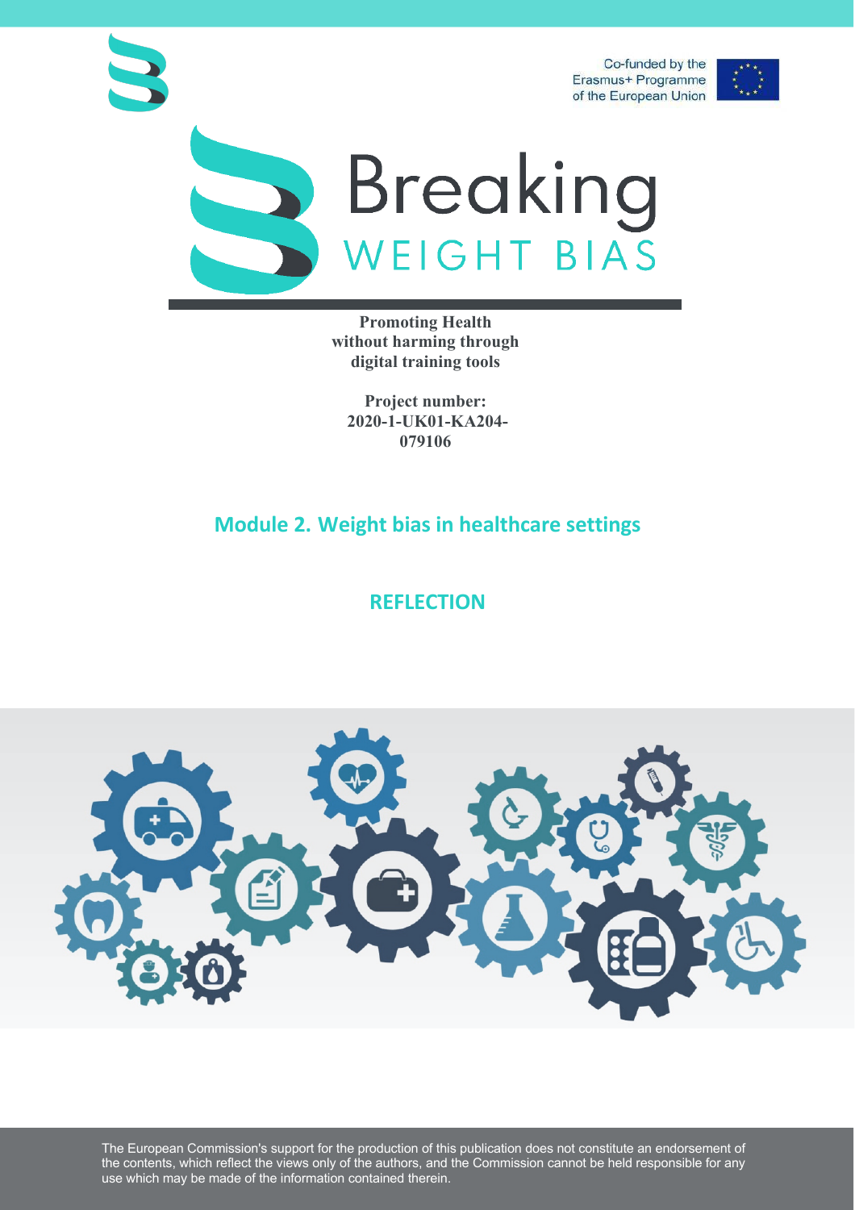Co-funded by the Erasmus+ Programme of the European Union

# Breaking WEIGHT BIAS

**Promoting Health without harming through digital training tools**

**Project number: 2020-1-UK01-KA204-079106**

## Module 2. Weight bias in healthcare settings

## REFLECTION

The European Commission's support for the production of this publication does not constitute an endorsement of the contents, which reflect the views only of the authors, and the Commission cannot be held responsible for any use which may be made of the information contained therein.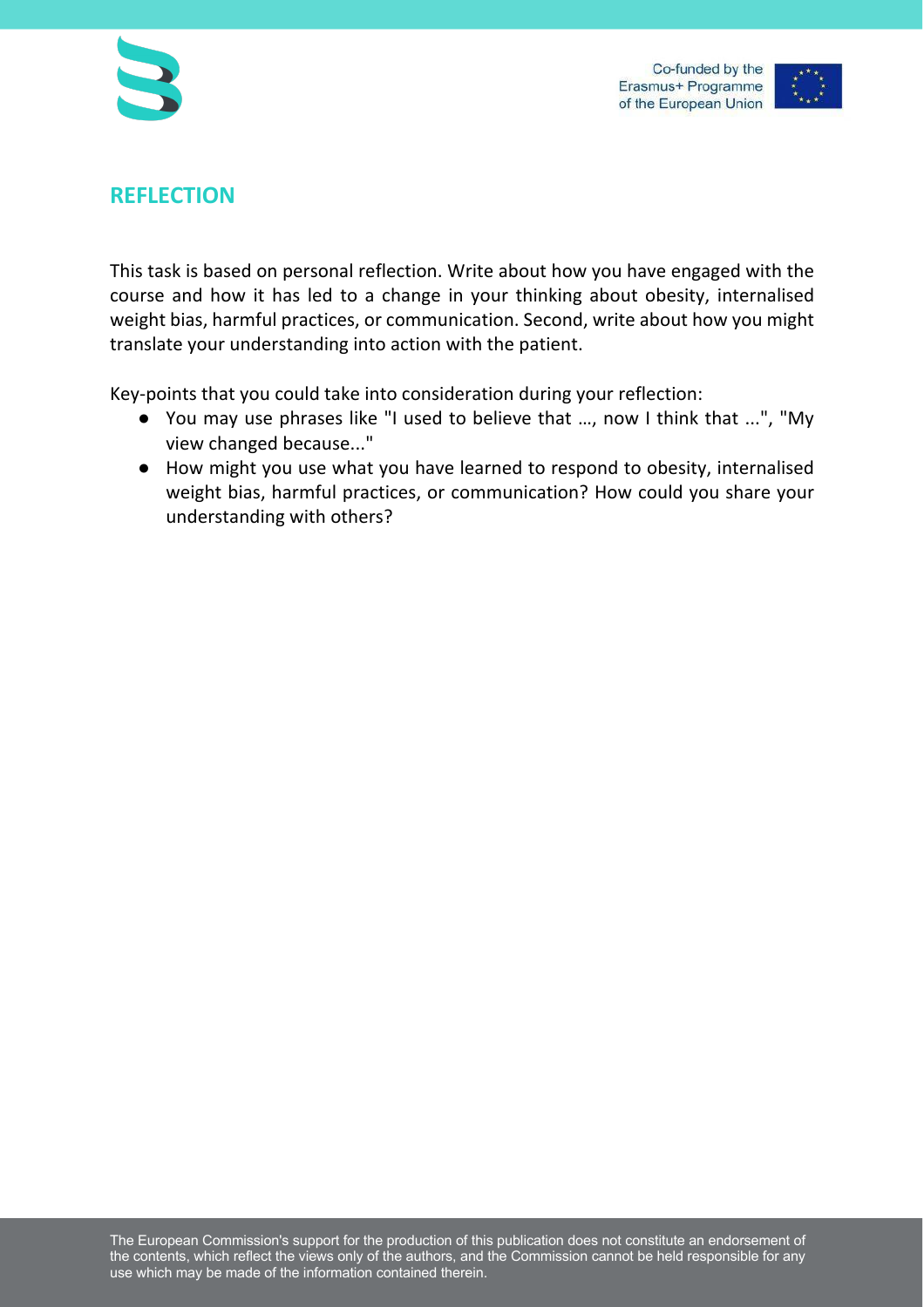## REFLECTION

This task is based on personal reflection. Write about how you have engaged with the course and how it has led to a change in your thinking about obesity, internalised weight bias, harmful practices, or communication. Second, write about how you might translate your understanding into action with the patient.

Key-points that you could take into consideration during your reflection:

- You may use phrases like "I used to believe that …, now I think that ...", "My view changed because..."
- How might you use what you have learned to respond to obesity, internalised weight bias, harmful practices, or communication? How could you share your understanding with others?